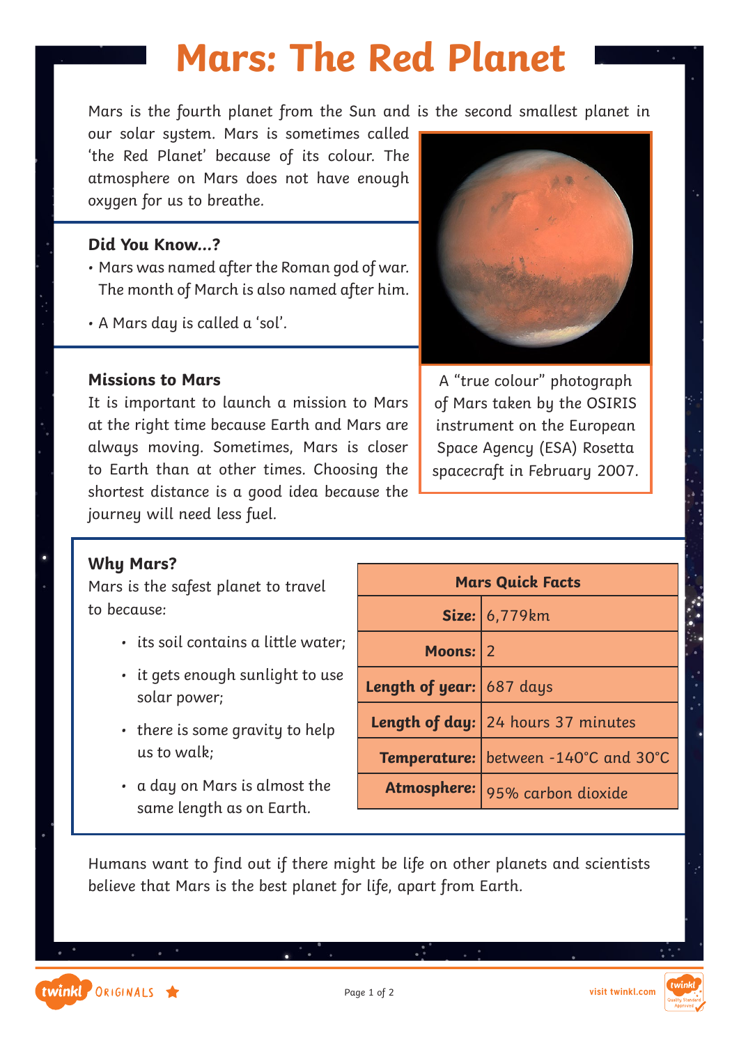# Mars: The Red Planet

Mars is the fourth planet from the Sun and is the second smallest planet in our solar system. Mars is sometimes called 'the Red Planet' because of its colour. The atmosphere on Mars does not have enough oxygen for us to breathe.

**Did You Know...?**

- Mars was named after the Roman god of war. The month of March is also named after him.
- A Mars day is called a 'sol'.

A "true colour" photograph of Mars taken by the OSIRIS instrument on the European Space Agency (ESA) Rosetta spacecraft in February 2007.

**Missions to Mars**

It is important to launch a mission to Mars at the right time because Earth and Mars are always moving. Sometimes, Mars is closer to Earth than at other times. Choosing the shortest distance is a good idea because the journey will need less fuel.

**Why Mars?**

Mars is the safest planet to travel to because:

- its soil contains a little water;
- it gets enough sunlight to use solar power;
- there is some gravity to help us to walk;
- a day on Mars is almost the same length as on Earth.

| Mars Quick Facts | |
|---|---|
| **Size:** | 6,779km |
| **Moons:** | 2 |
| **Length of year:** | 687 days |
| **Length of day:** | 24 hours 37 minutes |
| **Temperature:** | between -140°C and 30°C |
| **Atmosphere:** | 95% carbon dioxide |

Humans want to find out if there might be life on other planets and scientists believe that Mars is the best planet for life, apart from Earth.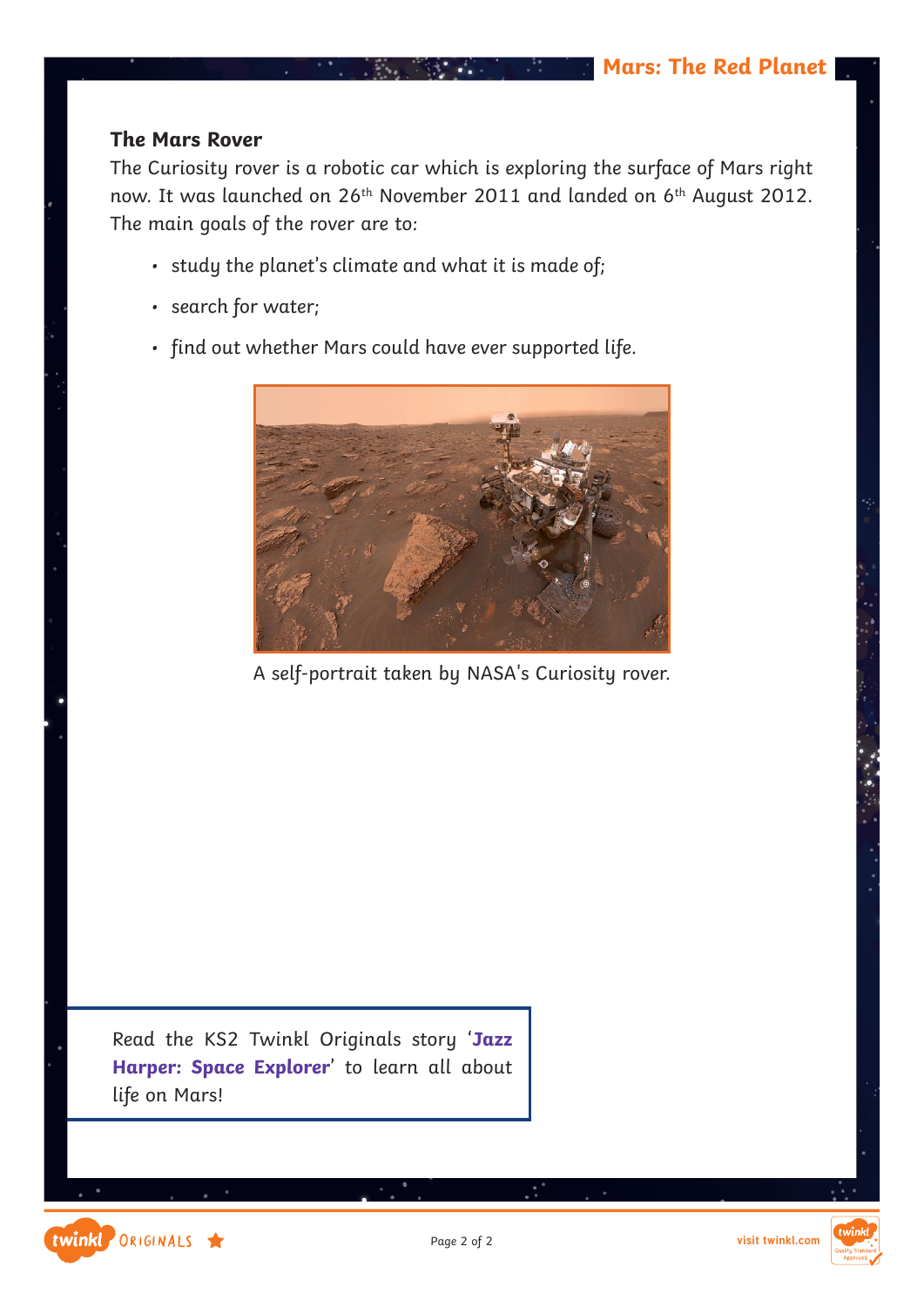## The Mars Rover

The Curiosity rover is a robotic car which is exploring the surface of Mars right now. It was launched on 26th November 2011 and landed on 6th August 2012. The main goals of the rover are to:

- study the planet's climate and what it is made of;
- search for water;
- find out whether Mars could have ever supported life.

A self-portrait taken by NASA's Curiosity rover.

Read the KS2 Twinkl Originals story '**Jazz Harper: Space Explorer**' to learn all about life on Mars!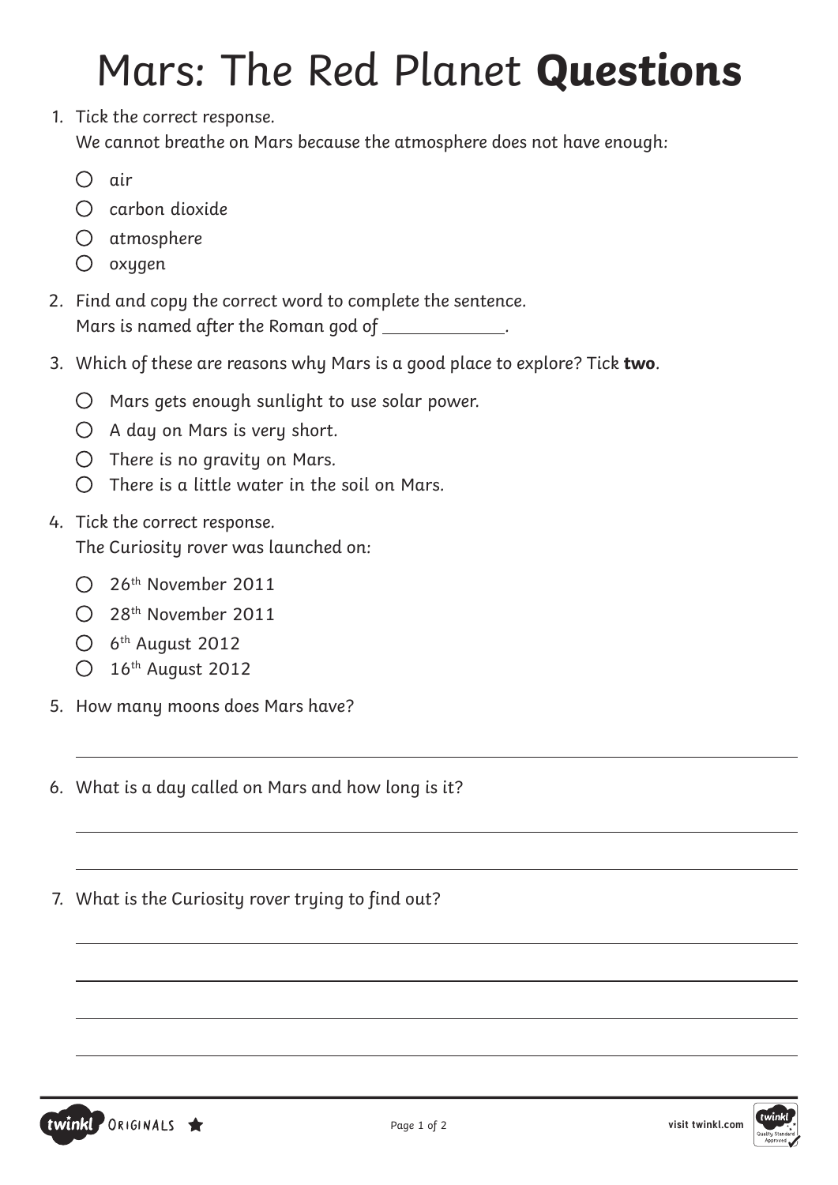# Mars: The Red Planet **Questions**

1. Tick the correct response.
   We cannot breathe on Mars because the atmosphere does not have enough:

   - ○ air
   - ○ carbon dioxide
   - ○ atmosphere
   - ○ oxygen

2. Find and copy the correct word to complete the sentence.
   Mars is named after the Roman god of \_\_\_\_\_\_\_\_\_\_\_\_\_.

3. Which of these are reasons why Mars is a good place to explore? Tick **two**.

   - ○ Mars gets enough sunlight to use solar power.
   - ○ A day on Mars is very short.
   - ○ There is no gravity on Mars.
   - ○ There is a little water in the soil on Mars.

4. Tick the correct response.
   The Curiosity rover was launched on:

   - ○ 26th November 2011
   - ○ 28th November 2011
   - ○ 6th August 2012
   - ○ 16th August 2012

5. How many moons does Mars have?

   \_\_\_\_\_\_\_\_\_\_\_\_\_\_\_\_\_\_\_\_\_\_\_\_\_\_\_\_\_\_\_\_\_\_\_\_\_\_\_\_\_\_\_\_\_\_\_\_\_\_

6. What is a day called on Mars and how long is it?

   \_\_\_\_\_\_\_\_\_\_\_\_\_\_\_\_\_\_\_\_\_\_\_\_\_\_\_\_\_\_\_\_\_\_\_\_\_\_\_\_\_\_\_\_\_\_\_\_\_\_

   \_\_\_\_\_\_\_\_\_\_\_\_\_\_\_\_\_\_\_\_\_\_\_\_\_\_\_\_\_\_\_\_\_\_\_\_\_\_\_\_\_\_\_\_\_\_\_\_\_\_

7. What is the Curiosity rover trying to find out?

   \_\_\_\_\_\_\_\_\_\_\_\_\_\_\_\_\_\_\_\_\_\_\_\_\_\_\_\_\_\_\_\_\_\_\_\_\_\_\_\_\_\_\_\_\_\_\_\_\_\_

   \_\_\_\_\_\_\_\_\_\_\_\_\_\_\_\_\_\_\_\_\_\_\_\_\_\_\_\_\_\_\_\_\_\_\_\_\_\_\_\_\_\_\_\_\_\_\_\_\_\_

   \_\_\_\_\_\_\_\_\_\_\_\_\_\_\_\_\_\_\_\_\_\_\_\_\_\_\_\_\_\_\_\_\_\_\_\_\_\_\_\_\_\_\_\_\_\_\_\_\_\_

   \_\_\_\_\_\_\_\_\_\_\_\_\_\_\_\_\_\_\_\_\_\_\_\_\_\_\_\_\_\_\_\_\_\_\_\_\_\_\_\_\_\_\_\_\_\_\_\_\_\_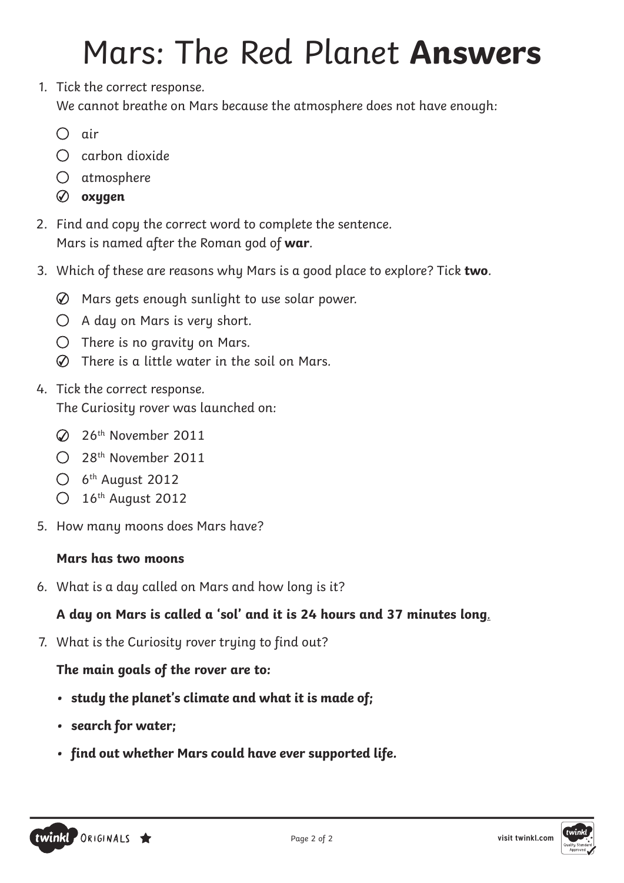# Mars: The Red Planet **Answers**

1. Tick the correct response.
   We cannot breathe on Mars because the atmosphere does not have enough:
   - ○ air
   - ○ carbon dioxide
   - ○ atmosphere
   - ✓ **oxygen**

2. Find and copy the correct word to complete the sentence.
   Mars is named after the Roman god of **war**.

3. Which of these are reasons why Mars is a good place to explore? Tick **two**.
   - ✓ Mars gets enough sunlight to use solar power.
   - ○ A day on Mars is very short.
   - ○ There is no gravity on Mars.
   - ✓ There is a little water in the soil on Mars.

4. Tick the correct response.
   The Curiosity rover was launched on:
   - ✓ 26th November 2011
   - ○ 28th November 2011
   - ○ 6th August 2012
   - ○ 16th August 2012

5. How many moons does Mars have?

   **Mars has two moons**

6. What is a day called on Mars and how long is it?

   **A day on Mars is called a 'sol' and it is 24 hours and 37 minutes long.**

7. What is the Curiosity rover trying to find out?

   ***The main goals of the rover are to:***

   - ***study the planet's climate and what it is made of;***
   - ***search for water;***
   - ***find out whether Mars could have ever supported life.***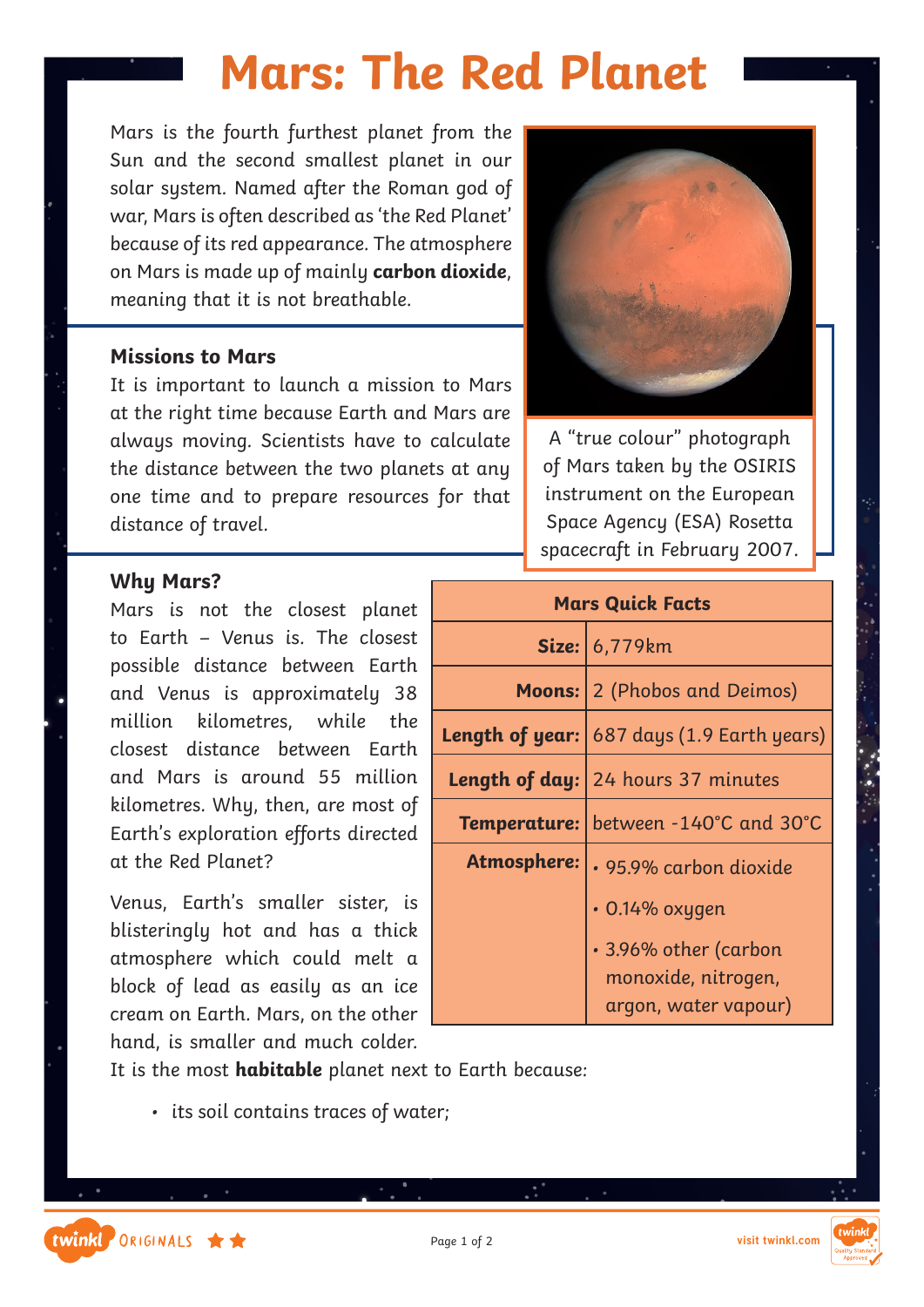# Mars: The Red Planet

Mars is the fourth furthest planet from the Sun and the second smallest planet in our solar system. Named after the Roman god of war, Mars is often described as 'the Red Planet' because of its red appearance. The atmosphere on Mars is made up of mainly **carbon dioxide**, meaning that it is not breathable.

A "true colour" photograph of Mars taken by the OSIRIS instrument on the European Space Agency (ESA) Rosetta spacecraft in February 2007.

### Missions to Mars

It is important to launch a mission to Mars at the right time because Earth and Mars are always moving. Scientists have to calculate the distance between the two planets at any one time and to prepare resources for that distance of travel.

### Why Mars?

Mars is not the closest planet to Earth – Venus is. The closest possible distance between Earth and Venus is approximately 38 million kilometres, while the closest distance between Earth and Mars is around 55 million kilometres. Why, then, are most of Earth's exploration efforts directed at the Red Planet?

Venus, Earth's smaller sister, is blisteringly hot and has a thick atmosphere which could melt a block of lead as easily as an ice cream on Earth. Mars, on the other hand, is smaller and much colder. It is the most **habitable** planet next to Earth because:

- its soil contains traces of water;

| Mars Quick Facts | |
|---|---|
| **Size:** | 6,779km |
| **Moons:** | 2 (Phobos and Deimos) |
| **Length of year:** | 687 days (1.9 Earth years) |
| **Length of day:** | 24 hours 37 minutes |
| **Temperature:** | between -140°C and 30°C |
| **Atmosphere:** | • 95.9% carbon dioxide<br>• 0.14% oxygen<br>• 3.96% other (carbon monoxide, nitrogen, argon, water vapour) |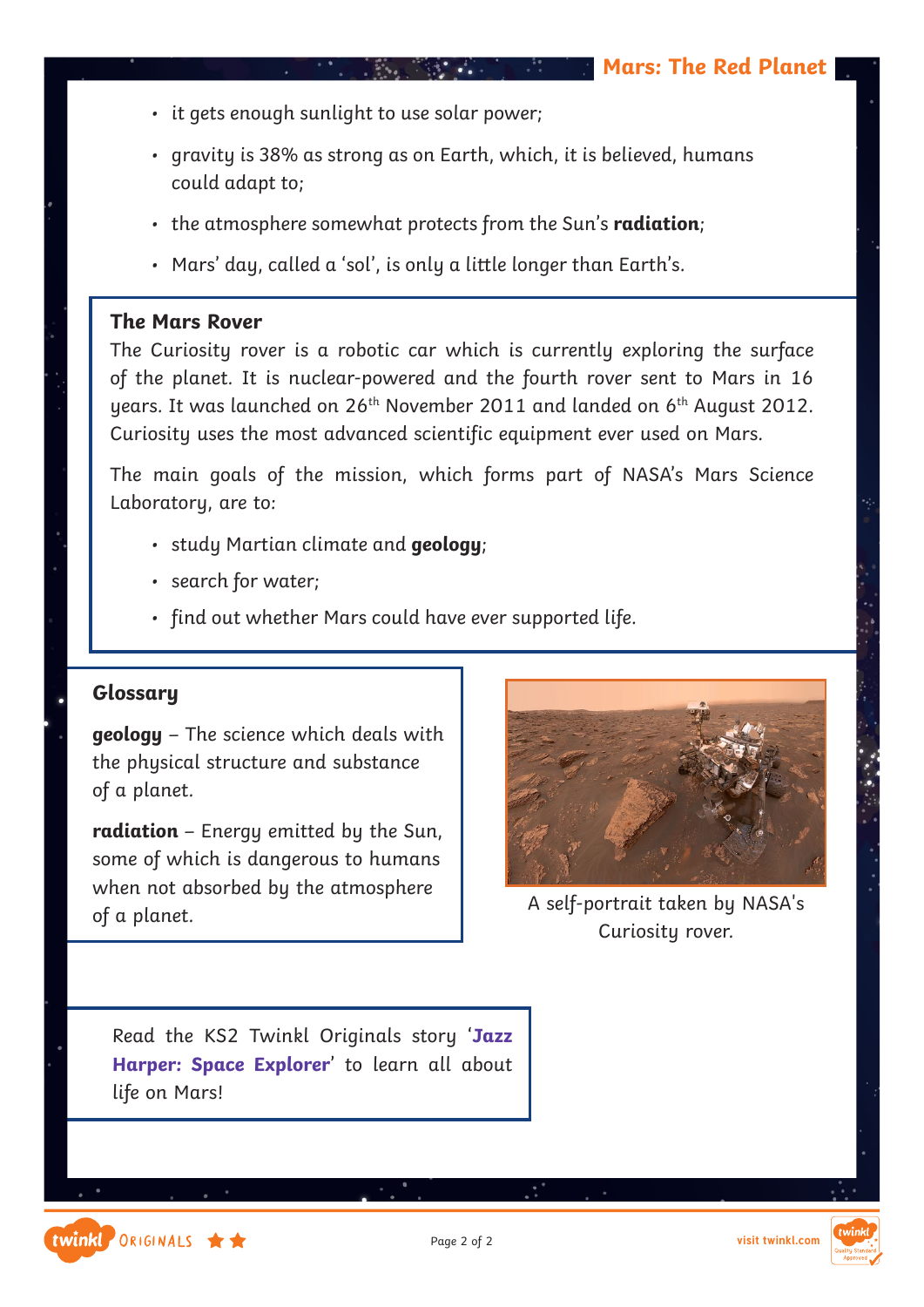- it gets enough sunlight to use solar power;
- gravity is 38% as strong as on Earth, which, it is believed, humans could adapt to;
- the atmosphere somewhat protects from the Sun's **radiation**;
- Mars' day, called a 'sol', is only a little longer than Earth's.

### The Mars Rover

The Curiosity rover is a robotic car which is currently exploring the surface of the planet. It is nuclear-powered and the fourth rover sent to Mars in 16 years. It was launched on 26th November 2011 and landed on 6th August 2012. Curiosity uses the most advanced scientific equipment ever used on Mars.

The main goals of the mission, which forms part of NASA's Mars Science Laboratory, are to:

- study Martian climate and **geology**;
- search for water;
- find out whether Mars could have ever supported life.

### Glossary

**geology** – The science which deals with the physical structure and substance of a planet.

**radiation** – Energy emitted by the Sun, some of which is dangerous to humans when not absorbed by the atmosphere of a planet.

A self-portrait taken by NASA's Curiosity rover.

Read the KS2 Twinkl Originals story '**Jazz Harper: Space Explorer**' to learn all about life on Mars!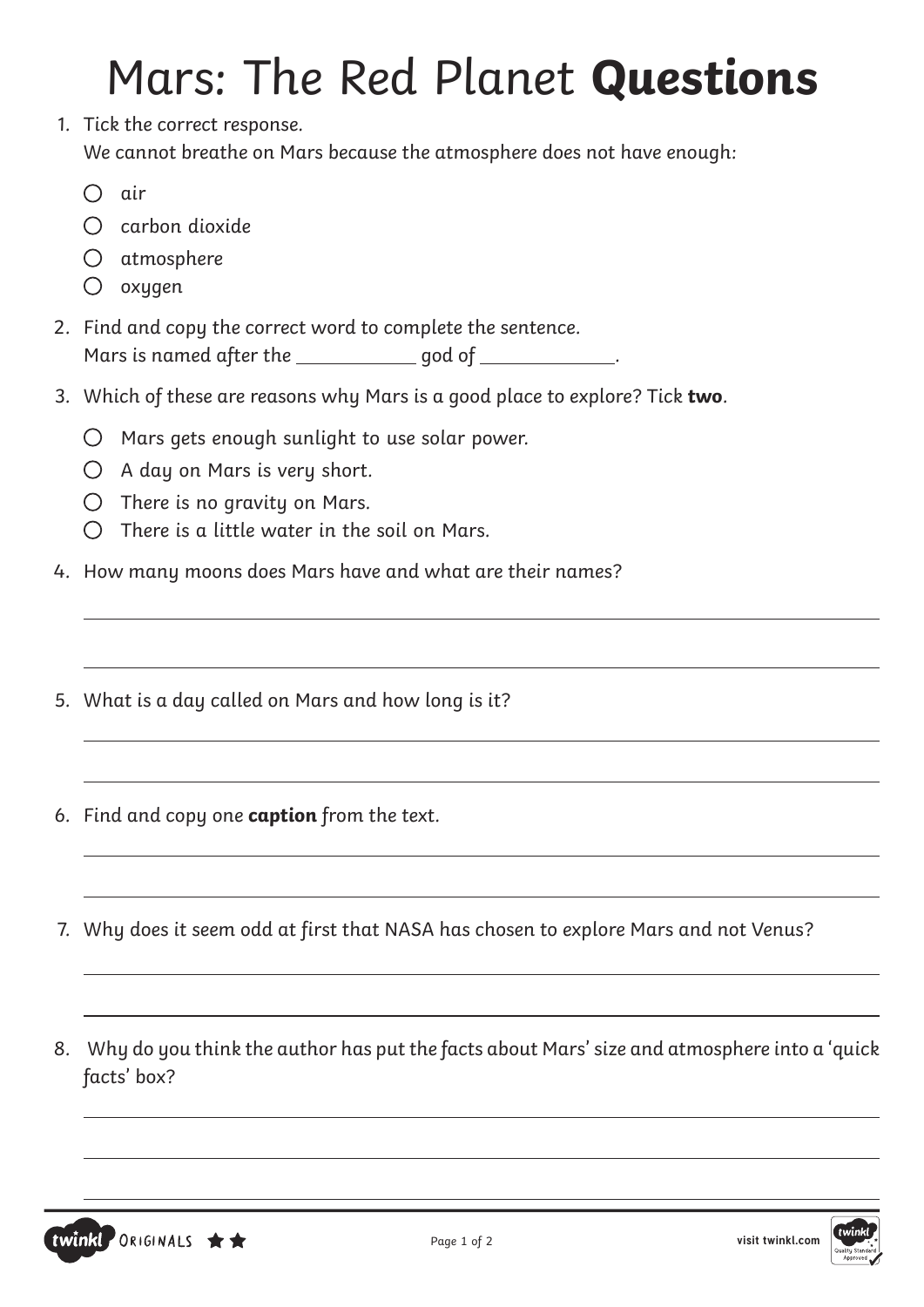# Mars: The Red Planet **Questions**

1. Tick the correct response.
   We cannot breathe on Mars because the atmosphere does not have enough:

   - ○ air
   - ○ carbon dioxide
   - ○ atmosphere
   - ○ oxygen

2. Find and copy the correct word to complete the sentence.
   Mars is named after the ____________ god of ______________.

3. Which of these are reasons why Mars is a good place to explore? Tick **two**.

   - ○ Mars gets enough sunlight to use solar power.
   - ○ A day on Mars is very short.
   - ○ There is no gravity on Mars.
   - ○ There is a little water in the soil on Mars.

4. How many moons does Mars have and what are their names?

   ______________________________________________________________________

   ______________________________________________________________________

5. What is a day called on Mars and how long is it?

   ______________________________________________________________________

   ______________________________________________________________________

6. Find and copy one **caption** from the text.

   ______________________________________________________________________

   ______________________________________________________________________

7. Why does it seem odd at first that NASA has chosen to explore Mars and not Venus?

   ______________________________________________________________________

   ______________________________________________________________________

8. Why do you think the author has put the facts about Mars' size and atmosphere into a 'quick facts' box?

   ______________________________________________________________________

   ______________________________________________________________________

   ______________________________________________________________________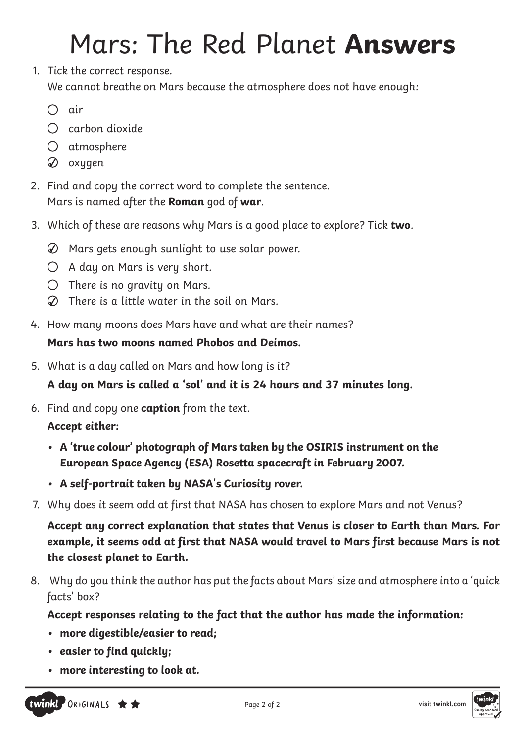# Mars: The Red Planet **Answers**

1. Tick the correct response.
   *We cannot breathe on Mars because the atmosphere does not have enough:*

   - ○ air
   - ○ carbon dioxide
   - ○ atmosphere
   - ✓ oxygen

2. Find and copy the correct word to complete the sentence.
   Mars is named after the **Roman** god of **war**.

3. Which of these are reasons why Mars is a good place to explore? Tick **two**.

   - ✓ Mars gets enough sunlight to use solar power.
   - ○ A day on Mars is very short.
   - ○ There is no gravity on Mars.
   - ✓ There is a little water in the soil on Mars.

4. How many moons does Mars have and what are their names?

   **Mars has two moons named Phobos and Deimos.**

5. What is a day called on Mars and how long is it?

   **A day on Mars is called a 'sol' and it is 24 hours and 37 minutes long.**

6. Find and copy one **caption** from the text.

   **Accept either:**

   - **A 'true colour' photograph of Mars taken by the OSIRIS instrument on the European Space Agency (ESA) Rosetta spacecraft in February 2007.**
   - **A self-portrait taken by NASA's Curiosity rover.**

7. Why does it seem odd at first that NASA has chosen to explore Mars and not Venus?

   **Accept any correct explanation that states that Venus is closer to Earth than Mars. For example, it seems odd at first that NASA would travel to Mars first because Mars is not the closest planet to Earth.**

8. Why do you think the author has put the facts about Mars' size and atmosphere into a 'quick facts' box?

   **Accept responses relating to the fact that the author has made the information:**

   - **more digestible/easier to read;**
   - **easier to find quickly;**
   - **more interesting to look at.**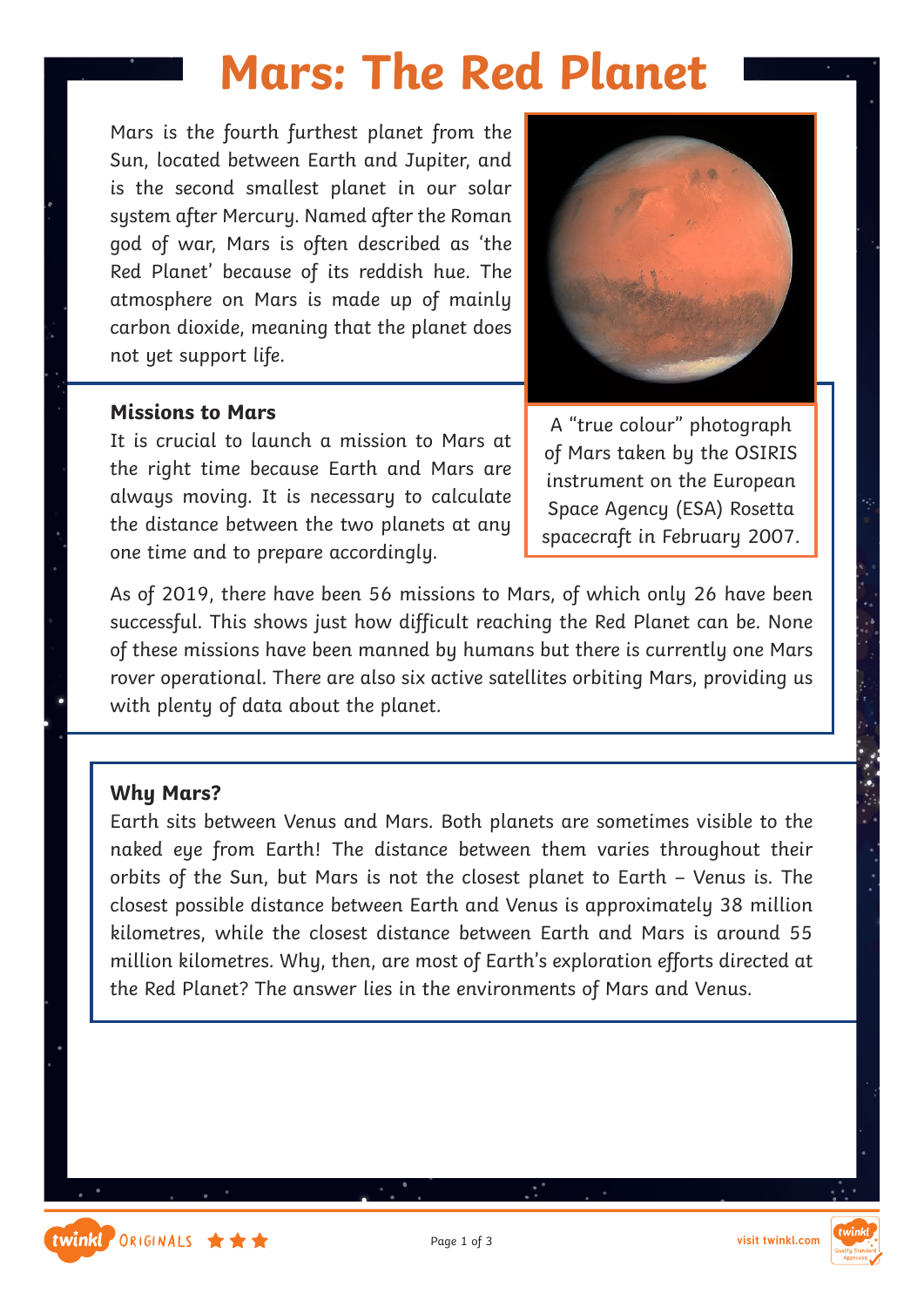# Mars: The Red Planet

Mars is the fourth furthest planet from the Sun, located between Earth and Jupiter, and is the second smallest planet in our solar system after Mercury. Named after the Roman god of war, Mars is often described as 'the Red Planet' because of its reddish hue. The atmosphere on Mars is made up of mainly carbon dioxide, meaning that the planet does not yet support life.

A "true colour" photograph of Mars taken by the OSIRIS instrument on the European Space Agency (ESA) Rosetta spacecraft in February 2007.

**Missions to Mars**

It is crucial to launch a mission to Mars at the right time because Earth and Mars are always moving. It is necessary to calculate the distance between the two planets at any one time and to prepare accordingly.

As of 2019, there have been 56 missions to Mars, of which only 26 have been successful. This shows just how difficult reaching the Red Planet can be. None of these missions have been manned by humans but there is currently one Mars rover operational. There are also six active satellites orbiting Mars, providing us with plenty of data about the planet.

**Why Mars?**

Earth sits between Venus and Mars. Both planets are sometimes visible to the naked eye from Earth! The distance between them varies throughout their orbits of the Sun, but Mars is not the closest planet to Earth – Venus is. The closest possible distance between Earth and Venus is approximately 38 million kilometres, while the closest distance between Earth and Mars is around 55 million kilometres. Why, then, are most of Earth's exploration efforts directed at the Red Planet? The answer lies in the environments of Mars and Venus.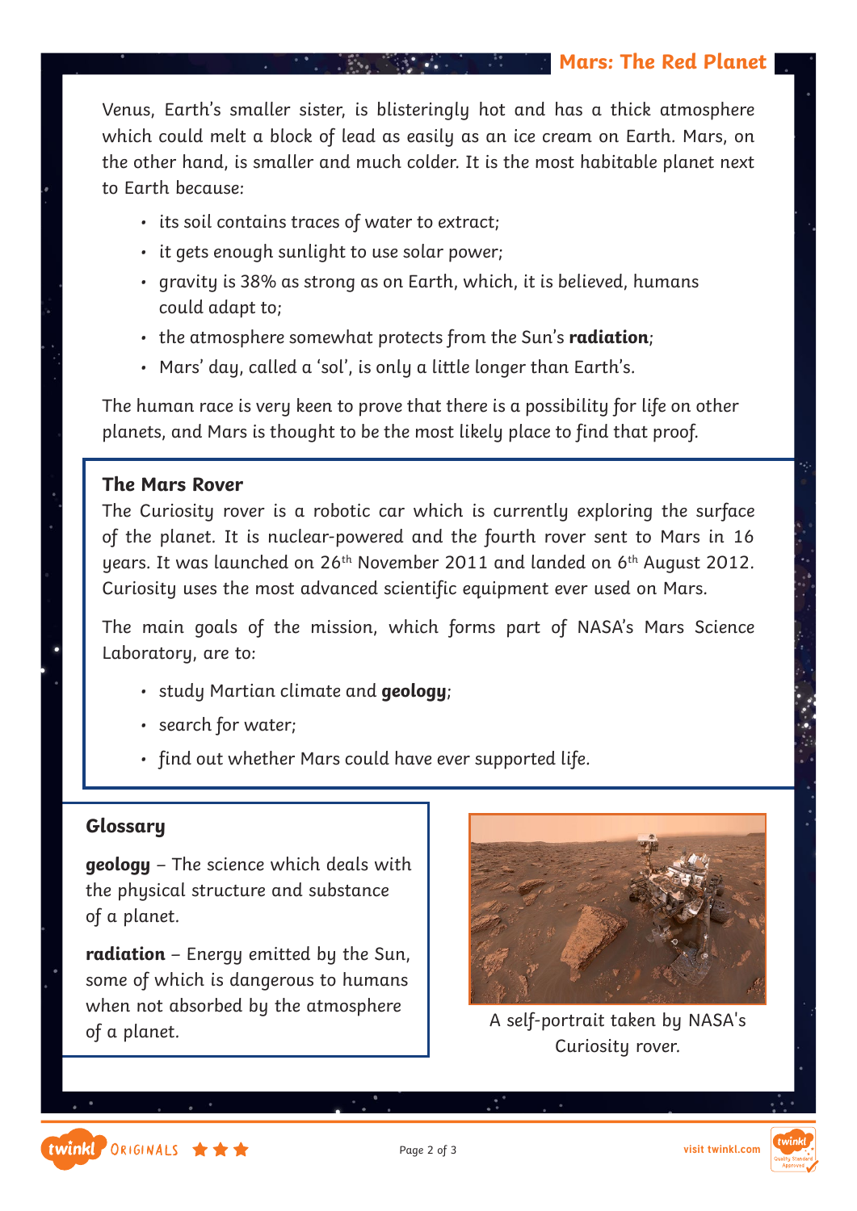Venus, Earth's smaller sister, is blisteringly hot and has a thick atmosphere which could melt a block of lead as easily as an ice cream on Earth. Mars, on the other hand, is smaller and much colder. It is the most habitable planet next to Earth because:

- its soil contains traces of water to extract;
- it gets enough sunlight to use solar power;
- gravity is 38% as strong as on Earth, which, it is believed, humans could adapt to;
- the atmosphere somewhat protects from the Sun's **radiation**;
- Mars' day, called a 'sol', is only a little longer than Earth's.

The human race is very keen to prove that there is a possibility for life on other planets, and Mars is thought to be the most likely place to find that proof.

### The Mars Rover

The Curiosity rover is a robotic car which is currently exploring the surface of the planet. It is nuclear-powered and the fourth rover sent to Mars in 16 years. It was launched on 26th November 2011 and landed on 6th August 2012. Curiosity uses the most advanced scientific equipment ever used on Mars.

The main goals of the mission, which forms part of NASA's Mars Science Laboratory, are to:

- study Martian climate and **geology**;
- search for water;
- find out whether Mars could have ever supported life.

### Glossary

**geology** – The science which deals with the physical structure and substance of a planet.

**radiation** – Energy emitted by the Sun, some of which is dangerous to humans when not absorbed by the atmosphere of a planet.

A self-portrait taken by NASA's Curiosity rover.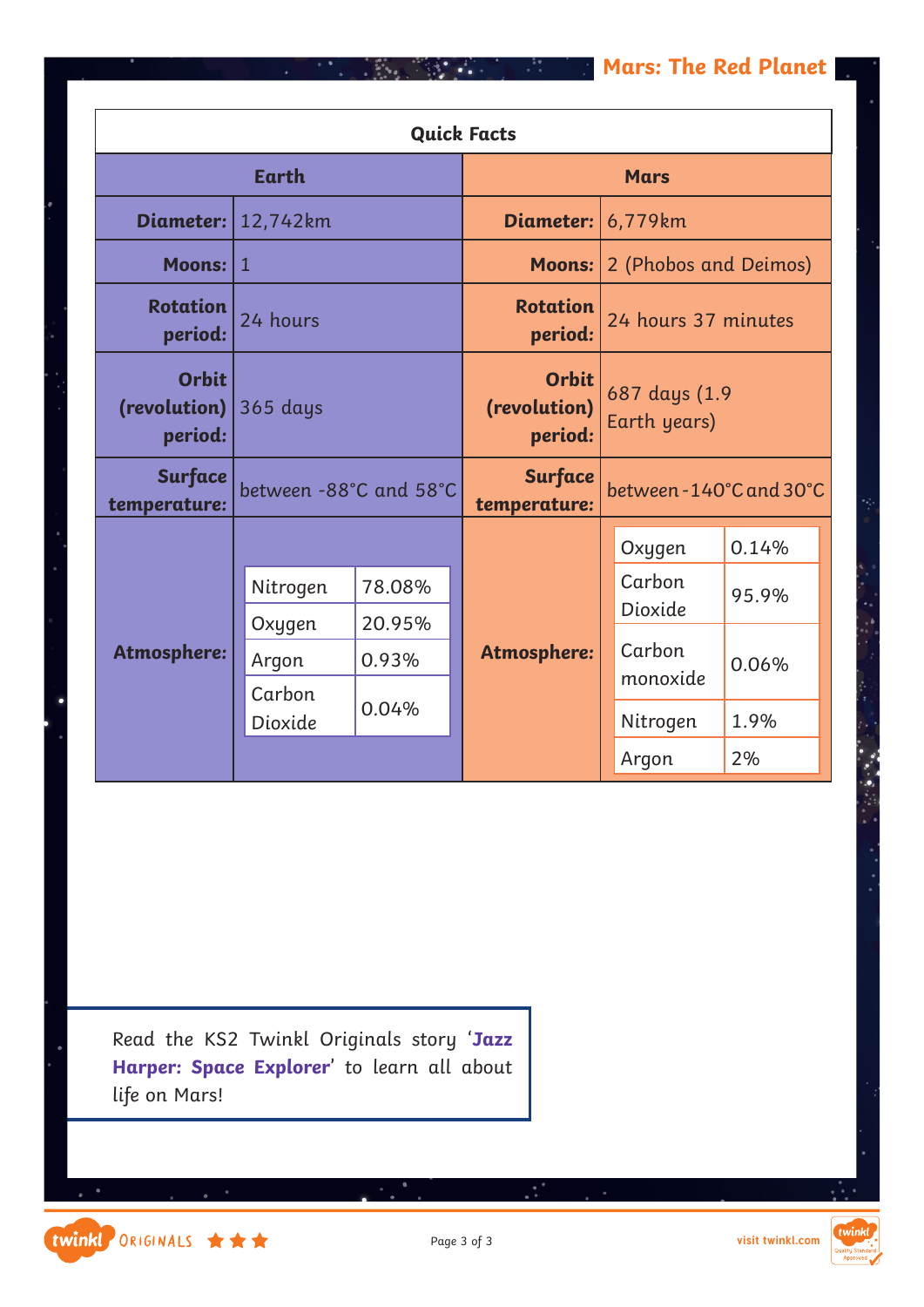| Quick Facts | | | |
|---|---|---|---|
| **Earth** | | **Mars** | |
| **Diameter:** | 12,742km | **Diameter:** | 6,779km |
| **Moons:** | 1 | **Moons:** | 2 (Phobos and Deimos) |
| **Rotation period:** | 24 hours | **Rotation period:** | 24 hours 37 minutes |
| **Orbit (revolution) period:** | 365 days | **Orbit (revolution) period:** | 687 days (1.9 Earth years) |
| **Surface temperature:** | between -88°C and 58°C | **Surface temperature:** | between -140°C and 30°C |
| **Atmosphere:** | Nitrogen 78.08%; Oxygen 20.95%; Argon 0.93%; Carbon Dioxide 0.04% | **Atmosphere:** | Oxygen 0.14%; Carbon Dioxide 95.9%; Carbon monoxide 0.06%; Nitrogen 1.9%; Argon 2% |

Read the KS2 Twinkl Originals story '**Jazz Harper: Space Explorer**' to learn all about life on Mars!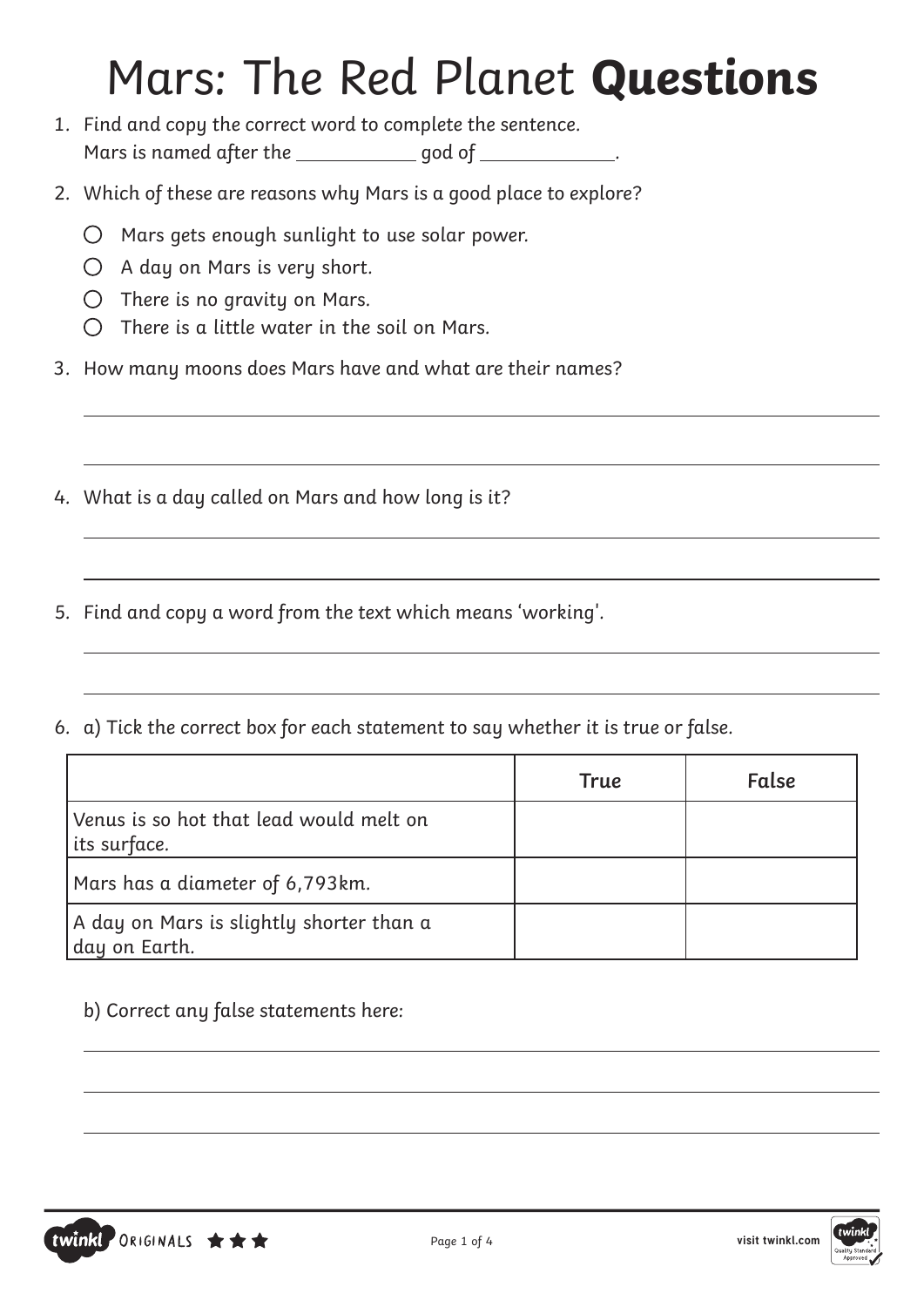# Mars: The Red Planet **Questions**

1. Find and copy the correct word to complete the sentence.
   Mars is named after the __________ god of __________.

2. Which of these are reasons why Mars is a good place to explore?
   - ○ Mars gets enough sunlight to use solar power.
   - ○ A day on Mars is very short.
   - ○ There is no gravity on Mars.
   - ○ There is a little water in the soil on Mars.

3. How many moons does Mars have and what are their names?

4. What is a day called on Mars and how long is it?

5. Find and copy a word from the text which means 'working'.

6. a) Tick the correct box for each statement to say whether it is true or false.

| | True | False |
|---|---|---|
| Venus is so hot that lead would melt on its surface. | | |
| Mars has a diameter of 6,793km. | | |
| A day on Mars is slightly shorter than a day on Earth. | | |

   b) Correct any false statements here: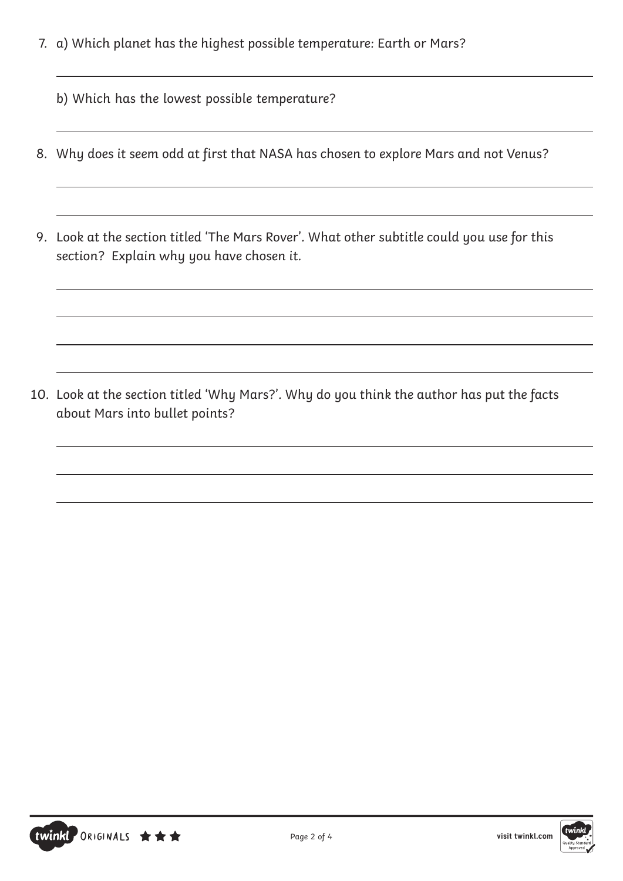7. a) Which planet has the highest possible temperature: Earth or Mars?

   b) Which has the lowest possible temperature?

8. Why does it seem odd at first that NASA has chosen to explore Mars and not Venus?

9. Look at the section titled 'The Mars Rover'. What other subtitle could you use for this section? Explain why you have chosen it.

10. Look at the section titled 'Why Mars?'. Why do you think the author has put the facts about Mars into bullet points?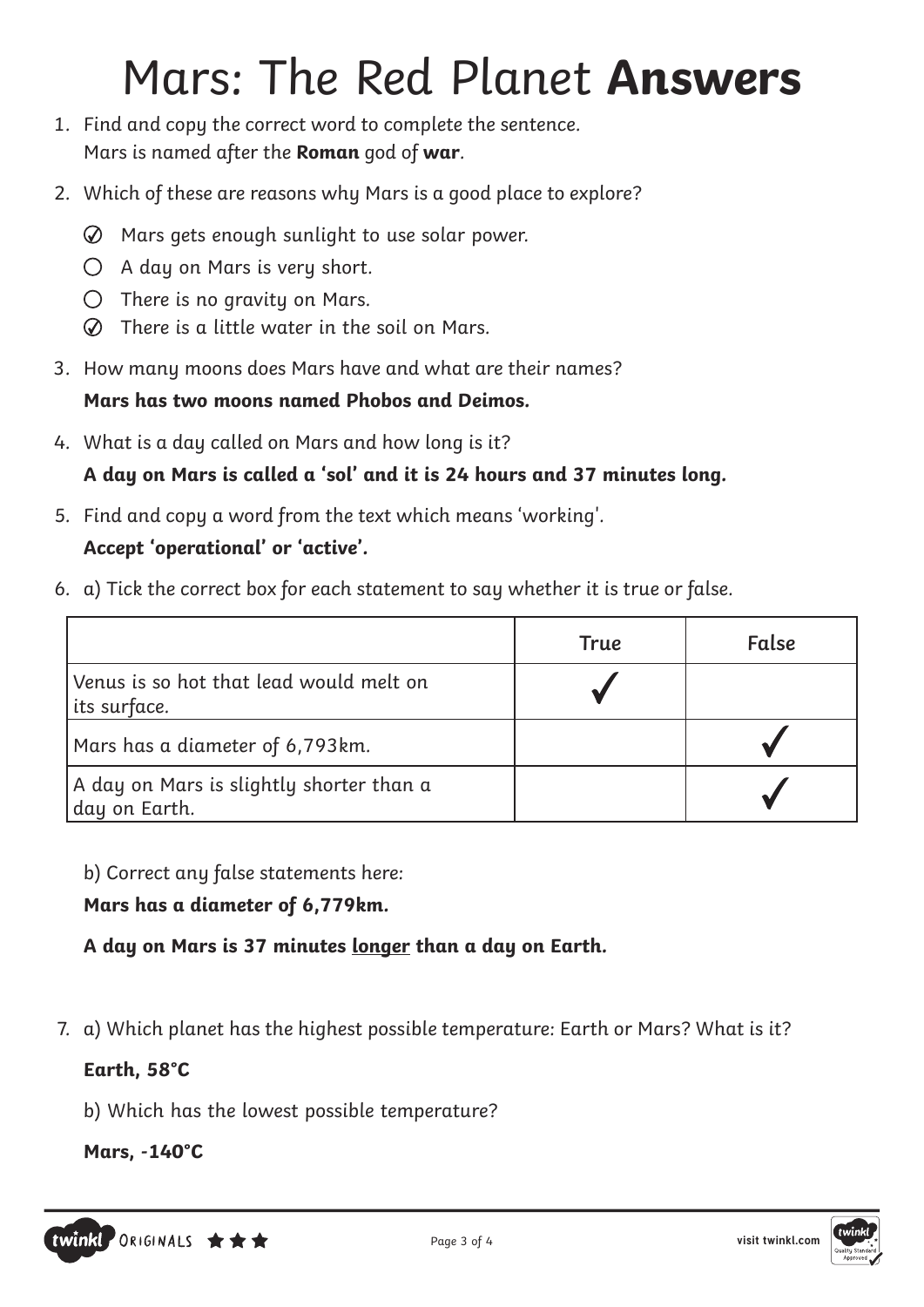# Mars: The Red Planet **Answers**

1. Find and copy the correct word to complete the sentence.
   Mars is named after the **Roman** god of **war**.

2. Which of these are reasons why Mars is a good place to explore?

   - ☑ Mars gets enough sunlight to use solar power.
   - ○ A day on Mars is very short.
   - ○ There is no gravity on Mars.
   - ☑ There is a little water in the soil on Mars.

3. How many moons does Mars have and what are their names?
   **Mars has two moons named Phobos and Deimos.**

4. What is a day called on Mars and how long is it?
   **A day on Mars is called a 'sol' and it is 24 hours and 37 minutes long.**

5. Find and copy a word from the text which means 'working'.
   **Accept 'operational' or 'active'.**

6. a) Tick the correct box for each statement to say whether it is true or false.

| | True | False |
|---|---|---|
| Venus is so hot that lead would melt on its surface. | ✓ | |
| Mars has a diameter of 6,793km. | | ✓ |
| A day on Mars is slightly shorter than a day on Earth. | | ✓ |

   b) Correct any false statements here:

   **Mars has a diameter of 6,779km.**

   **A day on Mars is 37 minutes <u>longer</u> than a day on Earth.**

7. a) Which planet has the highest possible temperature: Earth or Mars? What is it?

   **Earth, 58°C**

   b) Which has the lowest possible temperature?

   **Mars, -140°C**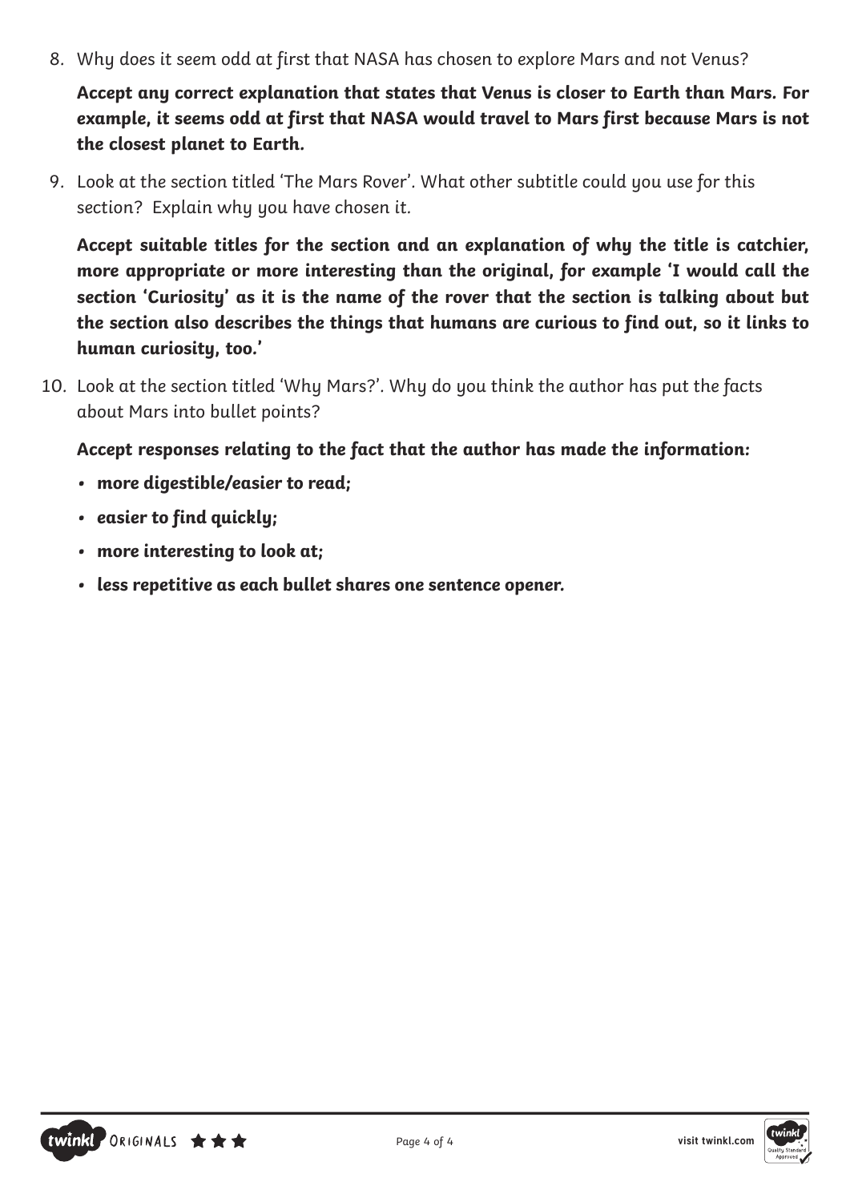8. Why does it seem odd at first that NASA has chosen to explore Mars and not Venus?

   **Accept any correct explanation that states that Venus is closer to Earth than Mars. For example, it seems odd at first that NASA would travel to Mars first because Mars is not the closest planet to Earth.**

9. Look at the section titled 'The Mars Rover'. What other subtitle could you use for this section? Explain why you have chosen it.

   **Accept suitable titles for the section and an explanation of why the title is catchier, more appropriate or more interesting than the original, for example 'I would call the section 'Curiosity' as it is the name of the rover that the section is talking about but the section also describes the things that humans are curious to find out, so it links to human curiosity, too.'**

10. Look at the section titled 'Why Mars?'. Why do you think the author has put the facts about Mars into bullet points?

    **Accept responses relating to the fact that the author has made the information:**

    - ***more digestible/easier to read;***
    - ***easier to find quickly;***
    - ***more interesting to look at;***
    - ***less repetitive as each bullet shares one sentence opener.***